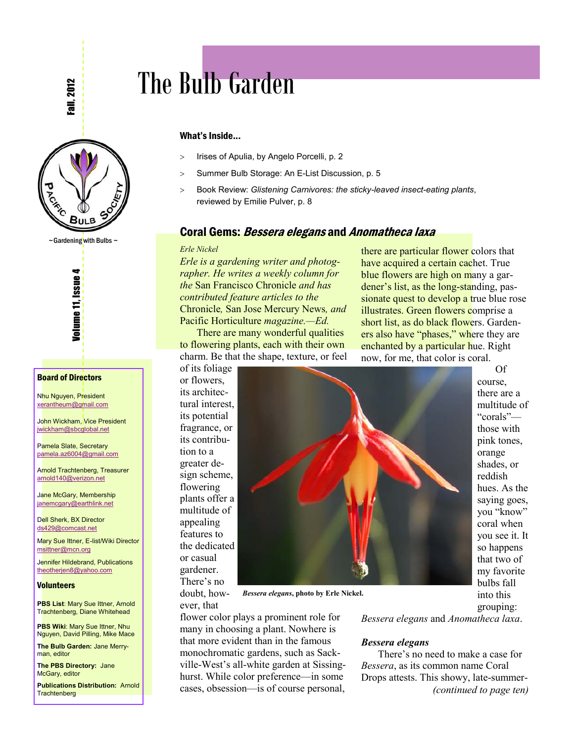# The Bulb Garden

Fall, 2012

Volume 11, Issue 4

~ Gardening with Bulbs ~

### What's Inside...

- Irises of Apulia, by Angelo Porcelli, p. 2
- Summer Bulb Storage: An E-List Discussion, p. 5
- Book Review: *Glistening Carnivores: the sticky-leaved insect-eating plants*, reviewed by Emilie Pulver, p. 8

## Coral Gems: *Bessera elegans* and *Anomatheca laxa*

*Erle Nickel*

*Erle is a gardening writer and photographer. He writes a weekly column for the* San Francisco Chronicle *and has contributed feature articles to the* Chronicle*,* San Jose Mercury News*, and* Pacific Horticulture *magazine.—Ed.*

There are many wonderful qualities to flowering plants, each with their own charm. Be that the shape, texture, or feel of its foliage or flowers, its architectural interest, its potential fragrance, or its contribution to a greater design scheme, flowering plants offer a multitude of appealing features to the dedicated or casual gardener. There's no doubt, however, that flower color plays a prominent role for many in choosing a plant. Nowhere is that more evident than in the famous monochromatic gardens, such as Sackville-West's all-white garden at Sissinghurst. While color preference—in some cases, obsession—is of course personal, there are particular flower colors that have acquired a certain cachet. True blue flowers are high on many a gardener's list, as the long-standing, passionate quest to develop a true blue rose illustrates. Green flowers comprise a short list, as do black flowers. Gardeners also have "phases," where they are enchanted by a particular hue. Right now, for me, that color is coral.

**Bessera elegans, photo by Erle Nickel.**

Of course, there are a multitude of "corals"—those with pink tones, orange shades, or reddish hues. As the saying goes, you "know" coral when you see it. It so happens that two of my favorite bulbs fall into this grouping: *Bessera elegans* and *Anomatheca laxa*.

### *Bessera elegans*

There's no need to make a case for *Bessera*, as its common name Coral Drops attests. This showy, late-summer-

*(continued to page ten)*

---

### Board of Directors

Nhu Nguyen, President
xerantheum@gmail.com

John Wickham, Vice President
jwickham@sbcglobal.net

Pamela Slate, Secretary
pamela.az6004@gmail.com

Arnold Trachtenberg, Treasurer
arnold140@verizon.net

Jane McGary, Membership
janemcgary@earthlink.net

Dell Sherk, BX Director
ds429@comcast.net

Mary Sue Ittner, E-list/Wiki Director
msittner@mcn.org

Jennifer Hildebrand, Publications
theotherjen8@yahoo.com

### Volunteers

**PBS List**: Mary Sue Ittner, Arnold Trachtenberg, Diane Whitehead

**PBS Wiki**: Mary Sue Ittner, Nhu Nguyen, David Pilling, Mike Mace

**The Bulb Garden:** Jane Merryman, editor

**The PBS Directory:** Jane McGary, editor

**Publications Distribution:** Arnold Trachtenberg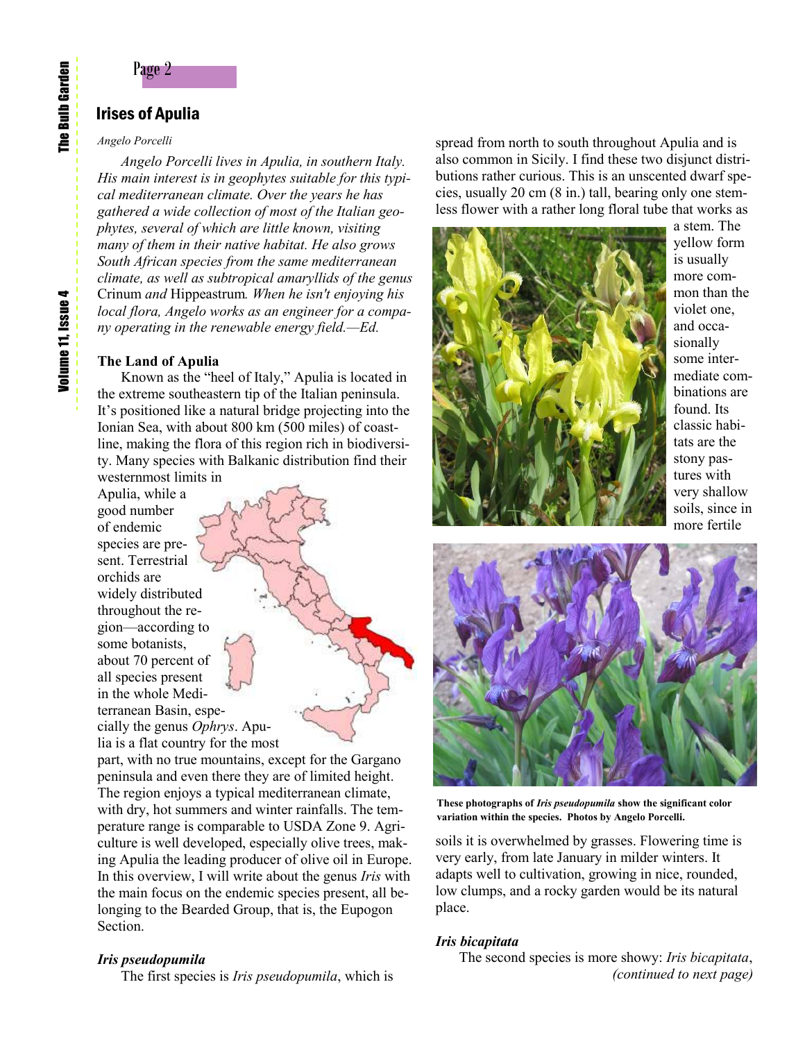## Irises of Apulia

*Angelo Porcelli*

*Angelo Porcelli lives in Apulia, in southern Italy. His main interest is in geophytes suitable for this typical mediterranean climate. Over the years he has gathered a wide collection of most of the Italian geophytes, several of which are little known, visiting many of them in their native habitat. He also grows South African species from the same mediterranean climate, as well as subtropical amaryllids of the genus* Crinum *and* Hippeastrum*. When he isn't enjoying his local flora, Angelo works as an engineer for a company operating in the renewable energy field.—Ed.*

**The Land of Apulia**

Known as the "heel of Italy," Apulia is located in the extreme southeastern tip of the Italian peninsula. It's positioned like a natural bridge projecting into the Ionian Sea, with about 800 km (500 miles) of coastline, making the flora of this region rich in biodiversity. Many species with Balkanic distribution find their westernmost limits in Apulia, while a good number of endemic species are present. Terrestrial orchids are widely distributed throughout the region—according to some botanists, about 70 percent of all species present in the whole Mediterranean Basin, especially the genus *Ophrys*. Apulia is a flat country for the most part, with no true mountains, except for the Gargano peninsula and even there they are of limited height. The region enjoys a typical mediterranean climate, with dry, hot summers and winter rainfalls. The temperature range is comparable to USDA Zone 9. Agriculture is well developed, especially olive trees, making Apulia the leading producer of olive oil in Europe. In this overview, I will write about the genus *Iris* with the main focus on the endemic species present, all belonging to the Bearded Group, that is, the Eupogon Section.

***Iris pseudopumila***

The first species is *Iris pseudopumila*, which is spread from north to south throughout Apulia and is also common in Sicily. I find these two disjunct distributions rather curious. This is an unscented dwarf species, usually 20 cm (8 in.) tall, bearing only one stemless flower with a rather long floral tube that works as a stem. The yellow form is usually more common than the violet one, and occasionally some intermediate combinations are found. Its classic habitats are the stony pastures with very shallow soils, since in more fertile soils it is overwhelmed by grasses. Flowering time is very early, from late January in milder winters. It adapts well to cultivation, growing in nice, rounded, low clumps, and a rocky garden would be its natural place.

**These photographs of *Iris pseudopumila* show the significant color variation within the species. Photos by Angelo Porcelli.**

***Iris bicapitata***

The second species is more showy: *Iris bicapitata*, *(continued to next page)*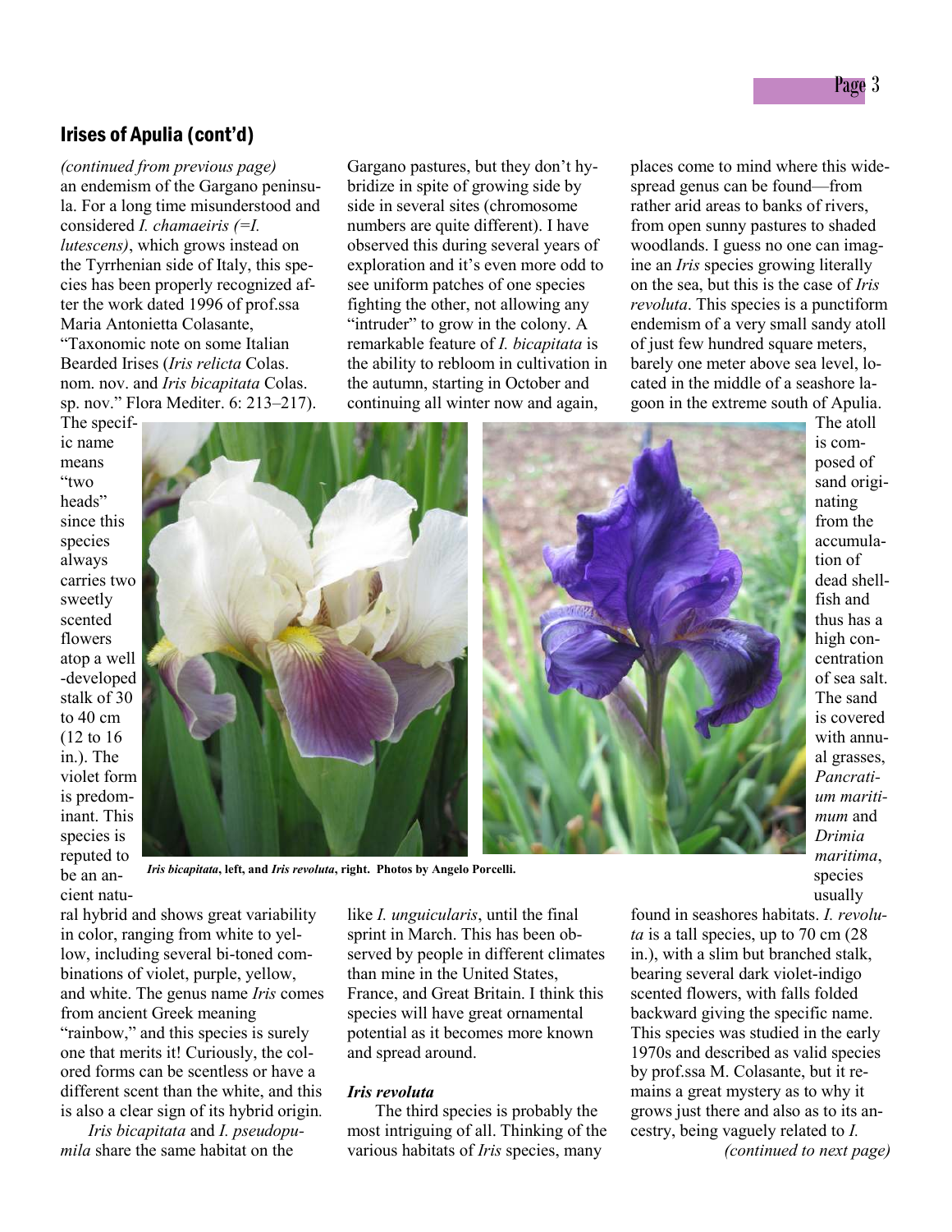## Irises of Apulia (cont'd)

*(continued from previous page)*

an endemism of the Gargano peninsula. For a long time misunderstood and considered *I. chamaeiris (=I. lutescens)*, which grows instead on the Tyrrhenian side of Italy, this species has been properly recognized after the work dated 1996 of prof.ssa Maria Antonietta Colasante, "Taxonomic note on some Italian Bearded Irises (*Iris relicta* Colas. nom. nov. and *Iris bicapitata* Colas. sp. nov." Flora Mediter. 6: 213–217). The specific name means "two heads" since this species always carries two sweetly scented flowers atop a well-developed stalk of 30 to 40 cm (12 to 16 in.). The violet form is predominant. This species is reputed to be an ancient natural hybrid and shows great variability in color, ranging from white to yellow, including several bi-toned combinations of violet, purple, yellow, and white. The genus name *Iris* comes from ancient Greek meaning "rainbow," and this species is surely one that merits it! Curiously, the colored forms can be scentless or have a different scent than the white, and this is also a clear sign of its hybrid origin.

*Iris bicapitata* and *I. pseudopumila* share the same habitat on the Gargano pastures, but they don't hybridize in spite of growing side by side in several sites (chromosome numbers are quite different). I have observed this during several years of exploration and it's even more odd to see uniform patches of one species fighting the other, not allowing any "intruder" to grow in the colony. A remarkable feature of *I. bicapitata* is the ability to rebloom in cultivation in the autumn, starting in October and continuing all winter now and again, like *I. unguicularis*, until the final sprint in March. This has been observed by people in different climates than mine in the United States, France, and Great Britain. I think this species will have great ornamental potential as it becomes more known and spread around.

***Iris bicapitata*, left, and *Iris revoluta*, right. Photos by Angelo Porcelli.**

### *Iris revoluta*

The third species is probably the most intriguing of all. Thinking of the various habitats of *Iris* species, many places come to mind where this widespread genus can be found—from rather arid areas to banks of rivers, from open sunny pastures to shaded woodlands. I guess no one can imagine an *Iris* species growing literally on the sea, but this is the case of *Iris revoluta*. This species is a punctiform endemism of a very small sandy atoll of just few hundred square meters, barely one meter above sea level, located in the middle of a seashore lagoon in the extreme south of Apulia. The atoll is composed of sand originating from the accumulation of dead shellfish and thus has a high concentration of sea salt. The sand is covered with annual grasses, *Pancratium maritimum* and *Drimia maritima*, species usually found in seashores habitats. *I. revoluta* is a tall species, up to 70 cm (28 in.), with a slim but branched stalk, bearing several dark violet-indigo scented flowers, with falls folded backward giving the specific name. This species was studied in the early 1970s and described as valid species by prof.ssa M. Colasante, but it remains a great mystery as to why it grows just there and also as to its ancestry, being vaguely related to *I.*

*(continued to next page)*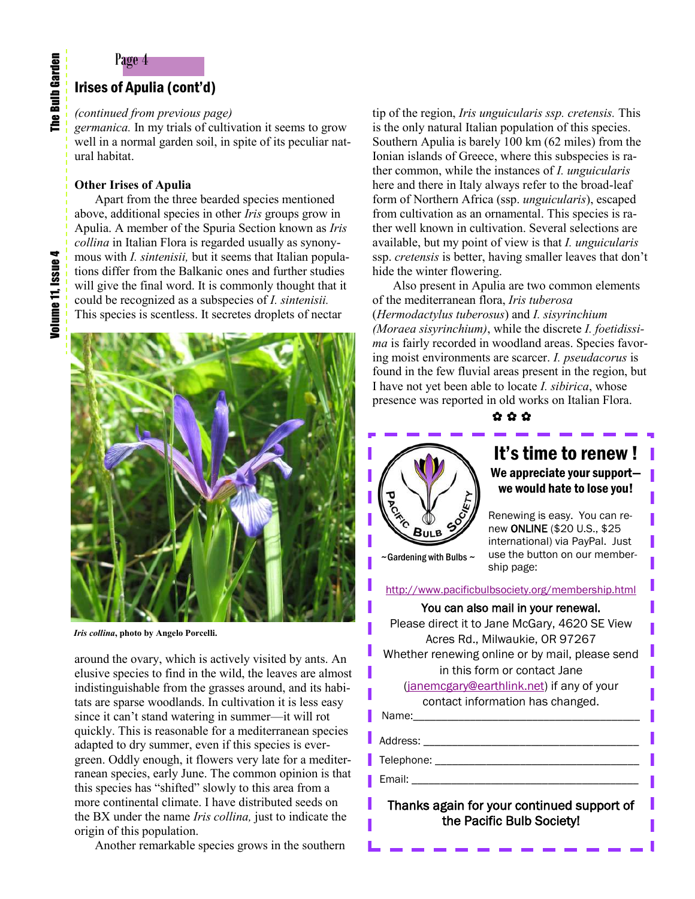## Irises of Apulia (cont'd)

*(continued from previous page)*

*germanica.* In my trials of cultivation it seems to grow well in a normal garden soil, in spite of its peculiar natural habitat.

**Other Irises of Apulia**

Apart from the three bearded species mentioned above, additional species in other *Iris* groups grow in Apulia. A member of the Spuria Section known as *Iris collina* in Italian Flora is regarded usually as synonymous with *I. sintenisii,* but it seems that Italian populations differ from the Balkanic ones and further studies will give the final word. It is commonly thought that it could be recognized as a subspecies of *I. sintenisii.* This species is scentless. It secretes droplets of nectar around the ovary, which is actively visited by ants. An elusive species to find in the wild, the leaves are almost indistinguishable from the grasses around, and its habitats are sparse woodlands. In cultivation it is less easy since it can't stand watering in summer—it will rot quickly. This is reasonable for a mediterranean species adapted to dry summer, even if this species is evergreen. Oddly enough, it flowers very late for a mediterranean species, early June. The common opinion is that this species has "shifted" slowly to this area from a more continental climate. I have distributed seeds on the BX under the name *Iris collina,* just to indicate the origin of this population.

***Iris collina*, photo by Angelo Porcelli.**

Another remarkable species grows in the southern tip of the region, *Iris unguicularis ssp. cretensis.* This is the only natural Italian population of this species. Southern Apulia is barely 100 km (62 miles) from the Ionian islands of Greece, where this subspecies is rather common, while the instances of *I. unguicularis* here and there in Italy always refer to the broad-leaf form of Northern Africa (ssp. *unguicularis*), escaped from cultivation as an ornamental. This species is rather well known in cultivation. Several selections are available, but my point of view is that *I. unguicularis* ssp. *cretensis* is better, having smaller leaves that don't hide the winter flowering.

Also present in Apulia are two common elements of the mediterranean flora, *Iris tuberosa* (*Hermodactylus tuberosus*) and *I. sisyrinchium (Moraea sisyrinchium)*, while the discrete *I. foetidissima* is fairly recorded in woodland areas. Species favoring moist environments are scarcer. *I. pseudacorus* is found in the few fluvial areas present in the region, but I have not yet been able to locate *I. sibirica*, whose presence was reported in old works on Italian Flora.

✿ ✿ ✿

---

## It's time to renew !

**We appreciate your support—we would hate to lose you!**

Pacific Bulb Society
~ Gardening with Bulbs ~

Renewing is easy. You can renew **ONLINE** ($20 U.S., $25 international) via PayPal. Just use the button on our membership page:

http://www.pacificbulbsociety.org/membership.html

**You can also mail in your renewal.**
Please direct it to Jane McGary, 4620 SE View Acres Rd., Milwaukie, OR 97267
Whether renewing online or by mail, please send in this form or contact Jane (janemcgary@earthlink.net) if any of your contact information has changed.

Name:\_\_\_\_\_\_\_\_\_\_\_\_\_\_\_\_\_\_\_\_\_\_\_\_\_\_\_\_\_\_\_\_\_\_\_\_\_\_

Address: \_\_\_\_\_\_\_\_\_\_\_\_\_\_\_\_\_\_\_\_\_\_\_\_\_\_\_\_\_\_\_\_\_\_\_\_

Telephone: \_\_\_\_\_\_\_\_\_\_\_\_\_\_\_\_\_\_\_\_\_\_\_\_\_\_\_\_\_\_\_\_\_\_

Email: \_\_\_\_\_\_\_\_\_\_\_\_\_\_\_\_\_\_\_\_\_\_\_\_\_\_\_\_\_\_\_\_\_\_\_\_\_\_

**Thanks again for your continued support of the Pacific Bulb Society!**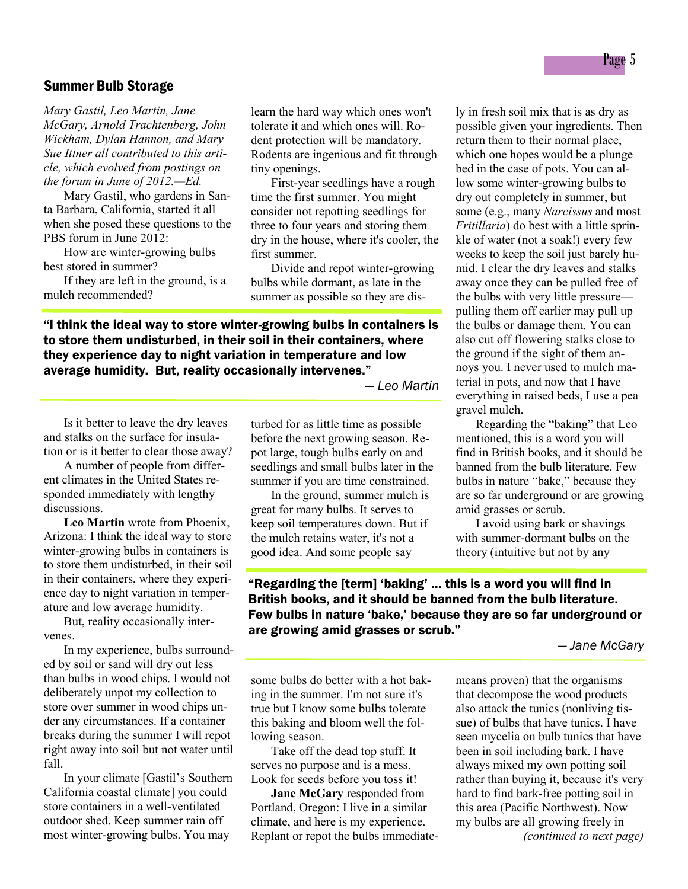## Summer Bulb Storage

*Mary Gastil, Leo Martin, Jane McGary, Arnold Trachtenberg, John Wickham, Dylan Hannon, and Mary Sue Ittner all contributed to this article, which evolved from postings on the forum in June of 2012.—Ed.*

Mary Gastil, who gardens in Santa Barbara, California, started it all when she posed these questions to the PBS forum in June 2012:

How are winter-growing bulbs best stored in summer?

If they are left in the ground, is a mulch recommended?

Is it better to leave the dry leaves and stalks on the surface for insulation or is it better to clear those away?

A number of people from different climates in the United States responded immediately with lengthy discussions.

**Leo Martin** wrote from Phoenix, Arizona: I think the ideal way to store winter-growing bulbs in containers is to store them undisturbed, in their soil in their containers, where they experience day to night variation in temperature and low average humidity.

But, reality occasionally intervenes.

In my experience, bulbs surrounded by soil or sand will dry out less than bulbs in wood chips. I would not deliberately unpot my collection to store over summer in wood chips under any circumstances. If a container breaks during the summer I will repot right away into soil but not water until fall.

In your climate [Gastil's Southern California coastal climate] you could store containers in a well-ventilated outdoor shed. Keep summer rain off most winter-growing bulbs. You may learn the hard way which ones won't tolerate it and which ones will. Rodent protection will be mandatory. Rodents are ingenious and fit through tiny openings.

First-year seedlings have a rough time the first summer. You might consider not repotting seedlings for three to four years and storing them dry in the house, where it's cooler, the first summer.

Divide and repot winter-growing bulbs while dormant, as late in the summer as possible so they are disturbed for as little time as possible before the next growing season. Repot large, tough bulbs early on and seedlings and small bulbs later in the summer if you are time constrained.

In the ground, summer mulch is great for many bulbs. It serves to keep soil temperatures down. But if the mulch retains water, it's not a good idea. And some people say some bulbs do better with a hot baking in the summer. I'm not sure it's true but I know some bulbs tolerate this baking and bloom well the following season.

Take off the dead top stuff. It serves no purpose and is a mess. Look for seeds before you toss it!

> **"I think the ideal way to store winter-growing bulbs in containers is to store them undisturbed, in their soil in their containers, where they experience day to night variation in temperature and low average humidity. But, reality occasionally intervenes."**
>
> *— Leo Martin*

**Jane McGary** responded from Portland, Oregon: I live in a similar climate, and here is my experience. Replant or repot the bulbs immediately in fresh soil mix that is as dry as possible given your ingredients. Then return them to their normal place, which one hopes would be a plunge bed in the case of pots. You can allow some winter-growing bulbs to dry out completely in summer, but some (e.g., many *Narcissus* and most *Fritillaria*) do best with a little sprinkle of water (not a soak!) every few weeks to keep the soil just barely humid. I clear the dry leaves and stalks away once they can be pulled free of the bulbs with very little pressure—pulling them off earlier may pull up the bulbs or damage them. You can also cut off flowering stalks close to the ground if the sight of them annoys you. I never used to mulch material in pots, and now that I have everything in raised beds, I use a pea gravel mulch.

Regarding the "baking" that Leo mentioned, this is a word you will find in British books, and it should be banned from the bulb literature. Few bulbs in nature "bake," because they are so far underground or are growing amid grasses or scrub.

I avoid using bark or shavings with summer-dormant bulbs on the theory (intuitive but not by any means proven) that the organisms that decompose the wood products also attack the tunics (nonliving tissue) of bulbs that have tunics. I have seen mycelia on bulb tunics that have been in soil including bark. I have always mixed my own potting soil rather than buying it, because it's very hard to find bark-free potting soil in this area (Pacific Northwest). Now my bulbs are all growing freely in

> **"Regarding the [term] 'baking' ... this is a word you will find in British books, and it should be banned from the bulb literature. Few bulbs in nature 'bake,' because they are so far underground or are growing amid grasses or scrub."**
>
> *— Jane McGary*

*(continued to next page)*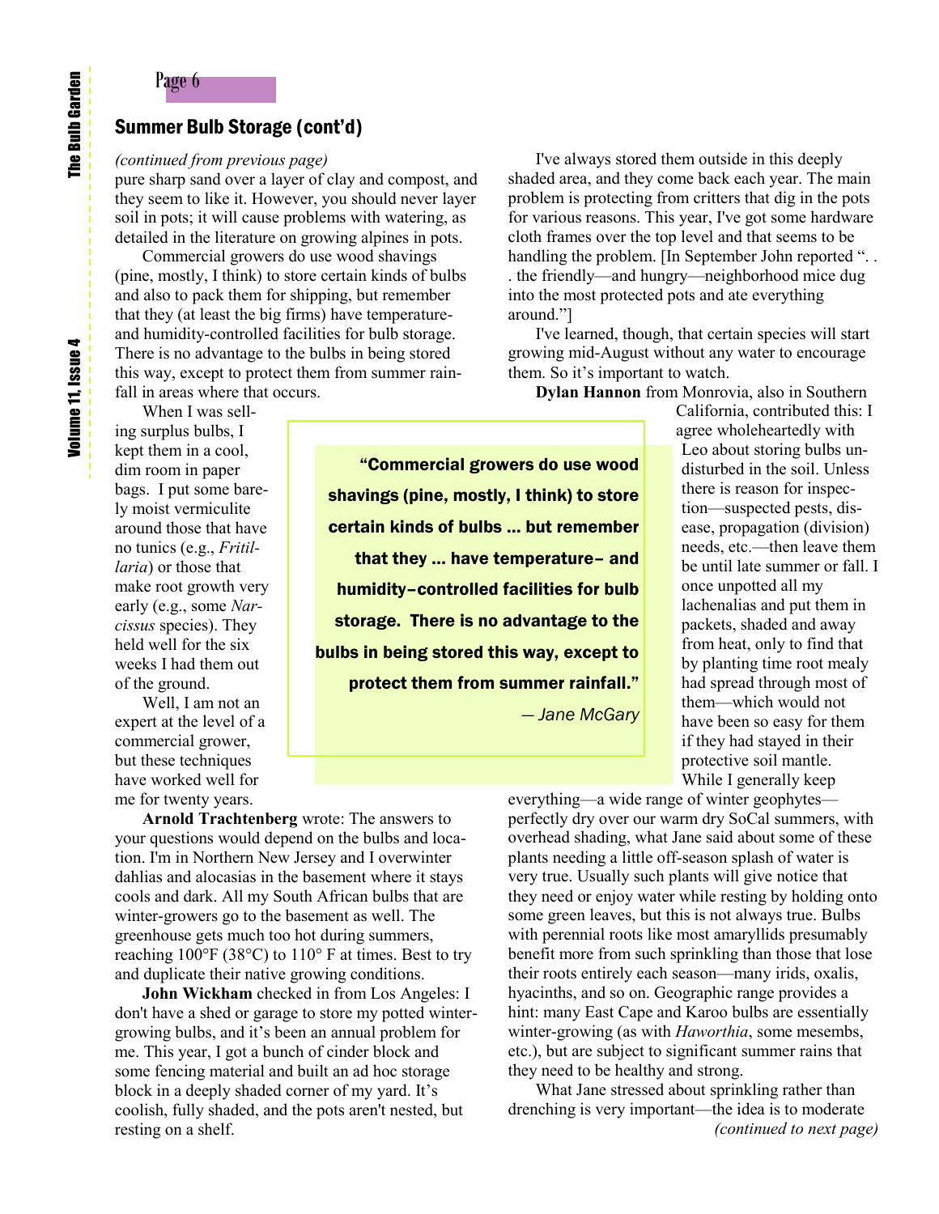## Summary Bulb Storage (cont'd)

*(continued from previous page)*
pure sharp sand over a layer of clay and compost, and they seem to like it. However, you should never layer soil in pots; it will cause problems with watering, as detailed in the literature on growing alpines in pots.

Commercial growers do use wood shavings (pine, mostly, I think) to store certain kinds of bulbs and also to pack them for shipping, but remember that they (at least the big firms) have temperature- and humidity-controlled facilities for bulb storage. There is no advantage to the bulbs in being stored this way, except to protect them from summer rainfall in areas where that occurs.

When I was selling surplus bulbs, I kept them in a cool, dim room in paper bags. I put some barely moist vermiculite around those that have no tunics (e.g., *Fritillaria*) or those that make root growth very early (e.g., some *Narcissus* species). They held well for the six weeks I had them out of the ground.

Well, I am not an expert at the level of a commercial grower, but these techniques have worked well for me for twenty years.

> **"Commercial growers do use wood shavings (pine, mostly, I think) to store certain kinds of bulbs … but remember that they … have temperature– and humidity–controlled facilities for bulb storage. There is no advantage to the bulbs in being stored this way, except to protect them from summer rainfall."**
>
> *— Jane McGary*

**Arnold Trachtenberg** wrote: The answers to your questions would depend on the bulbs and location. I'm in Northern New Jersey and I overwinter dahlias and alocasias in the basement where it stays cools and dark. All my South African bulbs that are winter-growers go to the basement as well. The greenhouse gets much too hot during summers, reaching 100°F (38°C) to 110° F at times. Best to try and duplicate their native growing conditions.

**John Wickham** checked in from Los Angeles: I don't have a shed or garage to store my potted winter-growing bulbs, and it's been an annual problem for me. This year, I got a bunch of cinder block and some fencing material and built an ad hoc storage block in a deeply shaded corner of my yard. It's coolish, fully shaded, and the pots aren't nested, but resting on a shelf.

I've always stored them outside in this deeply shaded area, and they come back each year. The main problem is protecting from critters that dig in the pots for various reasons. This year, I've got some hardware cloth frames over the top level and that seems to be handling the problem. [In September John reported ". . . the friendly—and hungry—neighborhood mice dug into the most protected pots and ate everything around."]

I've learned, though, that certain species will start growing mid-August without any water to encourage them. So it's important to watch.

**Dylan Hannon** from Monrovia, also in Southern California, contributed this: I agree wholeheartedly with Leo about storing bulbs undisturbed in the soil. Unless there is reason for inspection—suspected pests, disease, propagation (division) needs, etc.—then leave them be until late summer or fall. I once unpotted all my lachenalias and put them in packets, shaded and away from heat, only to find that by planting time root mealy had spread through most of them—which would not have been so easy for them if they had stayed in their protective soil mantle. While I generally keep everything—a wide range of winter geophytes—perfectly dry over our warm dry SoCal summers, with overhead shading, what Jane said about some of these plants needing a little off-season splash of water is very true. Usually such plants will give notice that they need or enjoy water while resting by holding onto some green leaves, but this is not always true. Bulbs with perennial roots like most amaryllids presumably benefit more from such sprinkling than those that lose their roots entirely each season—many irids, oxalis, hyacinths, and so on. Geographic range provides a hint: many East Cape and Karoo bulbs are essentially winter-growing (as with *Haworthia*, some mesembs, etc.), but are subject to significant summer rains that they need to be healthy and strong.

What Jane stressed about sprinkling rather than drenching is very important—the idea is to moderate

*(continued to next page)*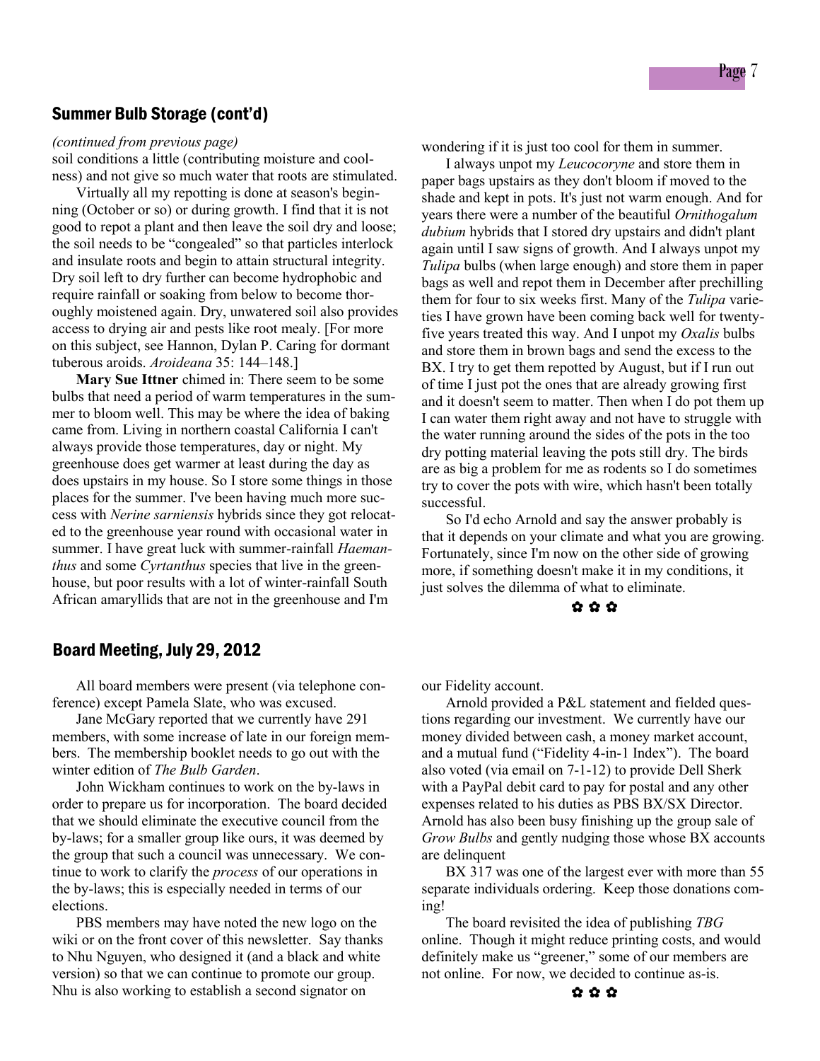## Summer Bulb Storage (cont'd)

*(continued from previous page)*

soil conditions a little (contributing moisture and coolness) and not give so much water that roots are stimulated.

Virtually all my repotting is done at season's beginning (October or so) or during growth. I find that it is not good to repot a plant and then leave the soil dry and loose; the soil needs to be "congealed" so that particles interlock and insulate roots and begin to attain structural integrity. Dry soil left to dry further can become hydrophobic and require rainfall or soaking from below to become thoroughly moistened again. Dry, unwatered soil also provides access to drying air and pests like root mealy. [For more on this subject, see Hannon, Dylan P. Caring for dormant tuberous aroids. *Aroideana* 35: 144–148.]

**Mary Sue Ittner** chimed in: There seem to be some bulbs that need a period of warm temperatures in the summer to bloom well. This may be where the idea of baking came from. Living in northern coastal California I can't always provide those temperatures, day or night. My greenhouse does get warmer at least during the day as does upstairs in my house. So I store some things in those places for the summer. I've been having much more success with *Nerine sarniensis* hybrids since they got relocated to the greenhouse year round with occasional water in summer. I have great luck with summer-rainfall *Haemanthus* and some *Cyrtanthus* species that live in the greenhouse, but poor results with a lot of winter-rainfall South African amaryllids that are not in the greenhouse and I'm wondering if it is just too cool for them in summer.

I always unpot my *Leucocoryne* and store them in paper bags upstairs as they don't bloom if moved to the shade and kept in pots. It's just not warm enough. And for years there were a number of the beautiful *Ornithogalum dubium* hybrids that I stored dry upstairs and didn't plant again until I saw signs of growth. And I always unpot my *Tulipa* bulbs (when large enough) and store them in paper bags as well and repot them in December after prechilling them for four to six weeks first. Many of the *Tulipa* varieties I have grown have been coming back well for twenty-five years treated this way. And I unpot my *Oxalis* bulbs and store them in brown bags and send the excess to the BX. I try to get them repotted by August, but if I run out of time I just pot the ones that are already growing first and it doesn't seem to matter. Then when I do pot them up I can water them right away and not have to struggle with the water running around the sides of the pots in the too dry potting material leaving the pots still dry. The birds are as big a problem for me as rodents so I do sometimes try to cover the pots with wire, which hasn't been totally successful.

So I'd echo Arnold and say the answer probably is that it depends on your climate and what you are growing. Fortunately, since I'm now on the other side of growing more, if something doesn't make it in my conditions, it just solves the dilemma of what to eliminate.

✿ ✿ ✿

## Board Meeting, July 29, 2012

All board members were present (via telephone conference) except Pamela Slate, who was excused.

Jane McGary reported that we currently have 291 members, with some increase of late in our foreign members. The membership booklet needs to go out with the winter edition of *The Bulb Garden*.

John Wickham continues to work on the by-laws in order to prepare us for incorporation. The board decided that we should eliminate the executive council from the by-laws; for a smaller group like ours, it was deemed by the group that such a council was unnecessary. We continue to work to clarify the *process* of our operations in the by-laws; this is especially needed in terms of our elections.

PBS members may have noted the new logo on the wiki or on the front cover of this newsletter. Say thanks to Nhu Nguyen, who designed it (and a black and white version) so that we can continue to promote our group. Nhu is also working to establish a second signator on our Fidelity account.

Arnold provided a P&L statement and fielded questions regarding our investment. We currently have our money divided between cash, a money market account, and a mutual fund ("Fidelity 4-in-1 Index"). The board also voted (via email on 7-1-12) to provide Dell Sherk with a PayPal debit card to pay for postal and any other expenses related to his duties as PBS BX/SX Director. Arnold has also been busy finishing up the group sale of *Grow Bulbs* and gently nudging those whose BX accounts are delinquent

BX 317 was one of the largest ever with more than 55 separate individuals ordering. Keep those donations coming!

The board revisited the idea of publishing *TBG* online. Though it might reduce printing costs, and would definitely make us "greener," some of our members are not online. For now, we decided to continue as-is.

✿ ✿ ✿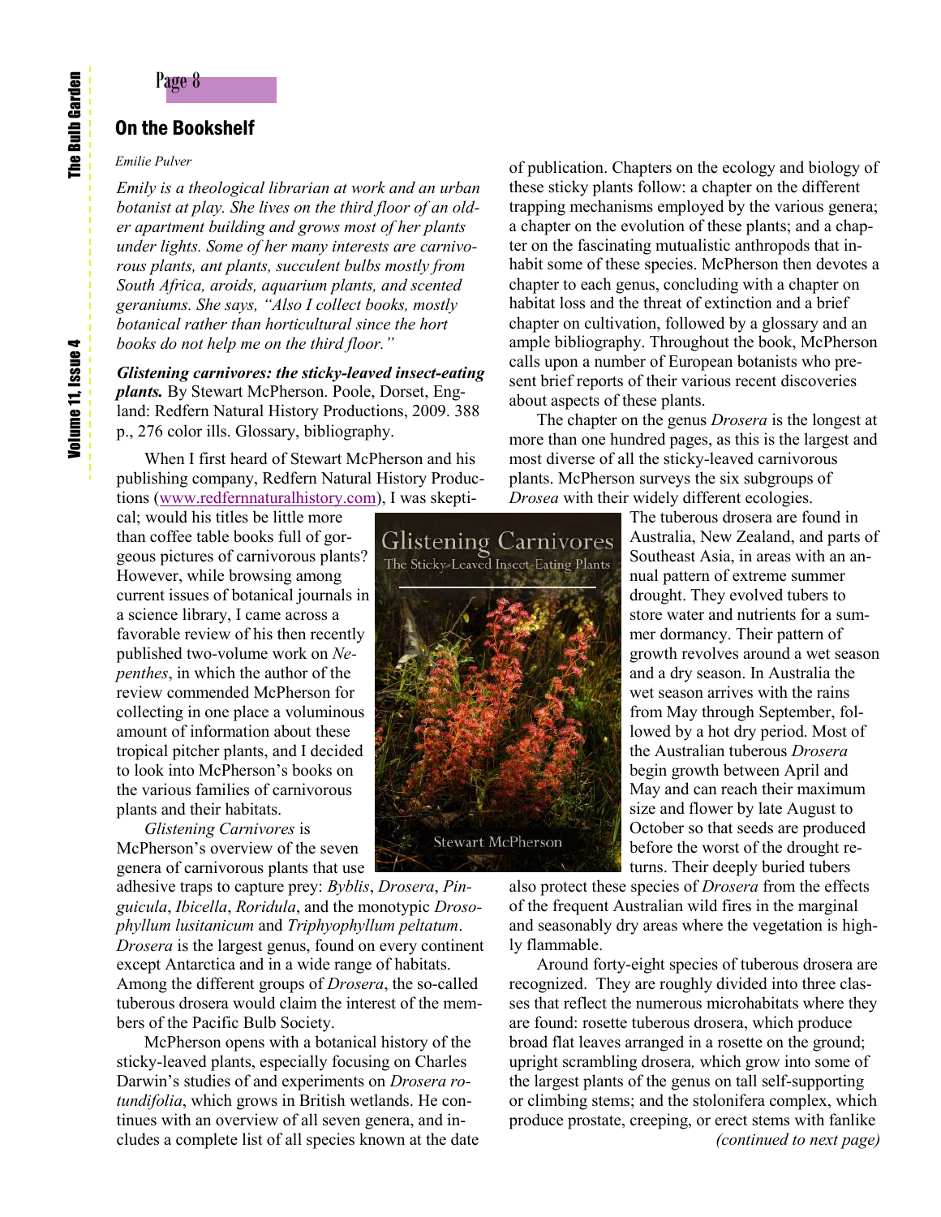## On the Bookshelf

*Emilie Pulver*

*Emily is a theological librarian at work and an urban botanist at play. She lives on the third floor of an older apartment building and grows most of her plants under lights. Some of her many interests are carnivorous plants, ant plants, succulent bulbs mostly from South Africa, aroids, aquarium plants, and scented geraniums. She says, "Also I collect books, mostly botanical rather than horticultural since the hort books do not help me on the third floor."*

***Glistening carnivores: the sticky-leaved insect-eating plants.*** By Stewart McPherson. Poole, Dorset, England: Redfern Natural History Productions, 2009. 388 p., 276 color ills. Glossary, bibliography.

When I first heard of Stewart McPherson and his publishing company, Redfern Natural History Productions (www.redfernnaturalhistory.com), I was skeptical; would his titles be little more than coffee table books full of gorgeous pictures of carnivorous plants? However, while browsing among current issues of botanical journals in a science library, I came across a favorable review of his then recently published two-volume work on *Nepenthes*, in which the author of the review commended McPherson for collecting in one place a voluminous amount of information about these tropical pitcher plants, and I decided to look into McPherson's books on the various families of carnivorous plants and their habitats.

*Glistening Carnivores* is McPherson's overview of the seven genera of carnivorous plants that use adhesive traps to capture prey: *Byblis*, *Drosera*, *Pinguicula*, *Ibicella*, *Roridula*, and the monotypic *Drosophyllum lusitanicum* and *Triphyophyllum peltatum*. *Drosera* is the largest genus, found on every continent except Antarctica and in a wide range of habitats. Among the different groups of *Drosera*, the so-called tuberous drosera would claim the interest of the members of the Pacific Bulb Society.

McPherson opens with a botanical history of the sticky-leaved plants, especially focusing on Charles Darwin's studies of and experiments on *Drosera rotundifolia*, which grows in British wetlands. He continues with an overview of all seven genera, and includes a complete list of all species known at the date of publication. Chapters on the ecology and biology of these sticky plants follow: a chapter on the different trapping mechanisms employed by the various genera; a chapter on the evolution of these plants; and a chapter on the fascinating mutualistic anthropods that inhabit some of these species. McPherson then devotes a chapter to each genus, concluding with a chapter on habitat loss and the threat of extinction and a brief chapter on cultivation, followed by a glossary and an ample bibliography. Throughout the book, McPherson calls upon a number of European botanists who present brief reports of their various recent discoveries about aspects of these plants.

The chapter on the genus *Drosera* is the longest at more than one hundred pages, as this is the largest and most diverse of all the sticky-leaved carnivorous plants. McPherson surveys the six subgroups of *Drosea* with their widely different ecologies.

The tuberous drosera are found in Australia, New Zealand, and parts of Southeast Asia, in areas with an annual pattern of extreme summer drought. They evolved tubers to store water and nutrients for a summer dormancy. Their pattern of growth revolves around a wet season and a dry season. In Australia the wet season arrives with the rains from May through September, followed by a hot dry period. Most of the Australian tuberous *Drosera* begin growth between April and May and can reach their maximum size and flower by late August to October so that seeds are produced before the worst of the drought returns. Their deeply buried tubers also protect these species of *Drosera* from the effects of the frequent Australian wild fires in the marginal and seasonably dry areas where the vegetation is highly flammable.

Around forty-eight species of tuberous drosera are recognized. They are roughly divided into three classes that reflect the numerous microhabitats where they are found: rosette tuberous drosera, which produce broad flat leaves arranged in a rosette on the ground; upright scrambling drosera, which grow into some of the largest plants of the genus on tall self-supporting or climbing stems; and the stolonifera complex, which produce prostate, creeping, or erect stems with fanlike

*(continued to next page)*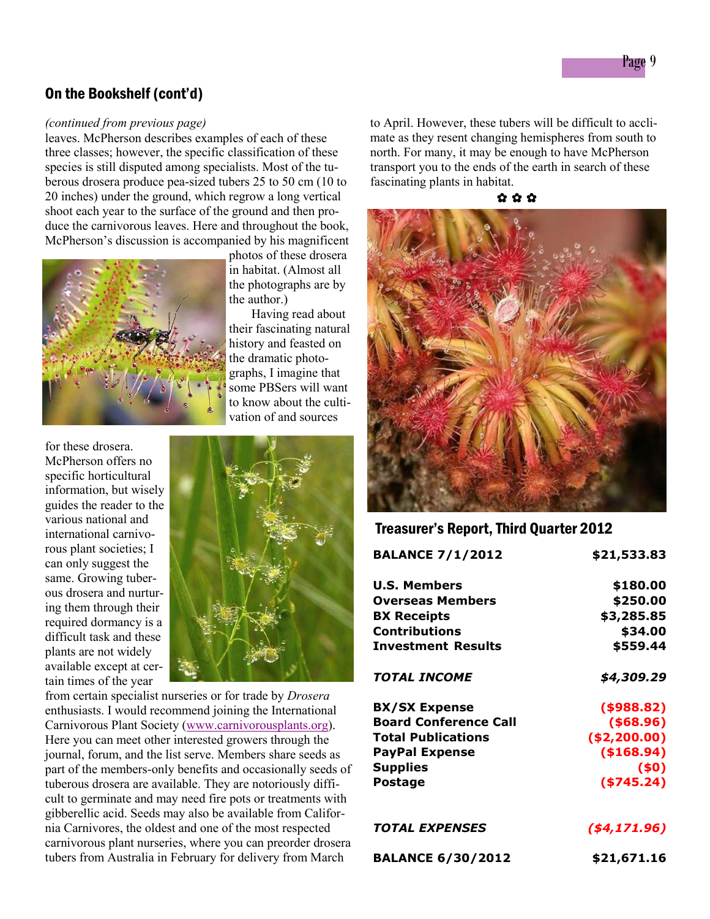## On the Bookshelf (cont'd)

*(continued from previous page)*

leaves. McPherson describes examples of each of these three classes; however, the specific classification of these species is still disputed among specialists. Most of the tuberous drosera produce pea-sized tubers 25 to 50 cm (10 to 20 inches) under the ground, which regrow a long vertical shoot each year to the surface of the ground and then produce the carnivorous leaves. Here and throughout the book, McPherson's discussion is accompanied by his magnificent photos of these drosera in habitat. (Almost all the photographs are by the author.)

Having read about their fascinating natural history and feasted on the dramatic photographs, I imagine that some PBSers will want to know about the cultivation of and sources for these drosera. McPherson offers no specific horticultural information, but wisely guides the reader to the various national and international carnivorous plant societies; I can only suggest the same. Growing tuberous drosera and nurturing them through their required dormancy is a difficult task and these plants are not widely available except at certain times of the year from certain specialist nurseries or for trade by *Drosera* enthusiasts. I would recommend joining the International Carnivorous Plant Society (www.carnivorousplants.org). Here you can meet other interested growers through the journal, forum, and the list serve. Members share seeds as part of the members-only benefits and occasionally seeds of tuberous drosera are available. They are notoriously difficult to germinate and may need fire pots or treatments with gibberellic acid. Seeds may also be available from California Carnivores, the oldest and one of the most respected carnivorous plant nurseries, where you can preorder drosera tubers from Australia in February for delivery from March to April. However, these tubers will be difficult to acclimate as they resent changing hemispheres from south to north. For many, it may be enough to have McPherson transport you to the ends of the earth in search of these fascinating plants in habitat.

✿ ✿ ✿

## Treasurer's Report, Third Quarter 2012

| | |
|---|---:|
| **BALANCE 7/1/2012** | **$21,533.83** |
| **U.S. Members** | **$180.00** |
| **Overseas Members** | **$250.00** |
| **BX Receipts** | **$3,285.85** |
| **Contributions** | **$34.00** |
| **Investment Results** | **$559.44** |
| ***TOTAL INCOME*** | ***$4,309.29*** |
| **BX/SX Expense** | **($988.82)** |
| **Board Conference Call** | **($68.96)** |
| **Total Publications** | **($2,200.00)** |
| **PayPal Expense** | **($168.94)** |
| **Supplies** | **($0)** |
| **Postage** | **($745.24)** |
| ***TOTAL EXPENSES*** | ***($4,171.96)*** |
| **BALANCE 6/30/2012** | **$21,671.16** |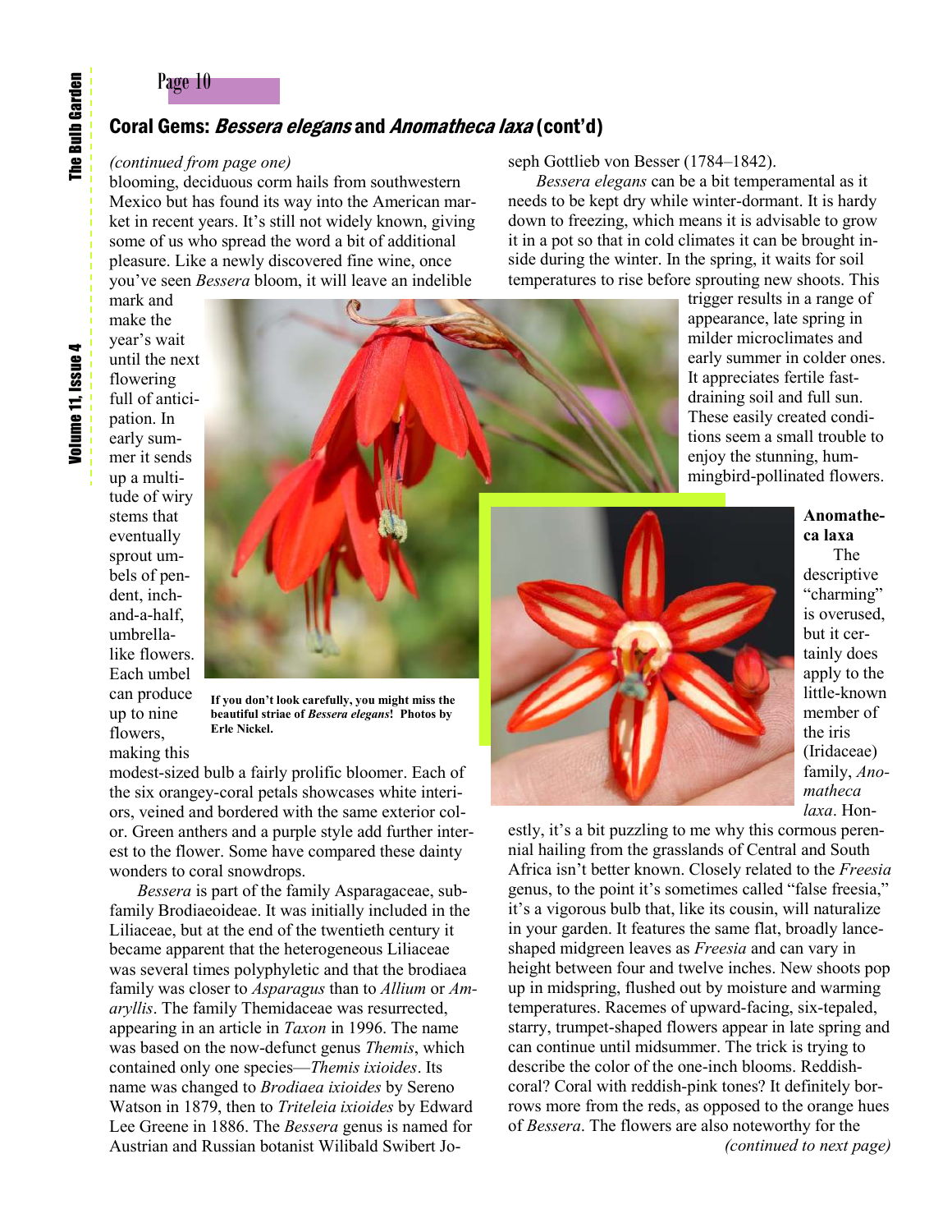## Coral Gems: *Bessera elegans* and *Anomatheca laxa* (cont'd)

*(continued from page one)*

blooming, deciduous corm hails from southwestern Mexico but has found its way into the American market in recent years. It's still not widely known, giving some of us who spread the word a bit of additional pleasure. Like a newly discovered fine wine, once you've seen *Bessera* bloom, it will leave an indelible mark and make the year's wait until the next flowering full of anticipation. In early summer it sends up a multitude of wiry stems that eventually sprout umbels of pendent, inch-and-a-half, umbrella-like flowers. Each umbel can produce up to nine flowers, making this modest-sized bulb a fairly prolific bloomer. Each of the six orangey-coral petals showcases white interiors, veined and bordered with the same exterior color. Green anthers and a purple style add further interest to the flower. Some have compared these dainty wonders to coral snowdrops.

**If you don't look carefully, you might miss the beautiful striae of *Bessera elegans*! Photos by Erle Nickel.**

*Bessera* is part of the family Asparagaceae, subfamily Brodiaeoideae. It was initially included in the Liliaceae, but at the end of the twentieth century it became apparent that the heterogeneous Liliaceae was several times polyphyletic and that the brodiaea family was closer to *Asparagus* than to *Allium* or *Amaryllis*. The family Themidaceae was resurrected, appearing in an article in *Taxon* in 1996. The name was based on the now-defunct genus *Themis*, which contained only one species—*Themis ixioides*. Its name was changed to *Brodiaea ixioides* by Sereno Watson in 1879, then to *Triteleia ixioides* by Edward Lee Greene in 1886. The *Bessera* genus is named for Austrian and Russian botanist Wilibald Swibert Joseph Gottlieb von Besser (1784–1842).

*Bessera elegans* can be a bit temperamental as it needs to be kept dry while winter-dormant. It is hardy down to freezing, which means it is advisable to grow it in a pot so that in cold climates it can be brought inside during the winter. In the spring, it waits for soil temperatures to rise before sprouting new shoots. This trigger results in a range of appearance, late spring in milder microclimates and early summer in colder ones. It appreciates fertile fast-draining soil and full sun. These easily created conditions seem a small trouble to enjoy the stunning, hummingbird-pollinated flowers.

**Anomatheca laxa**

The descriptive "charming" is overused, but it certainly does apply to the little-known member of the iris (Iridaceae) family, *Anomatheca laxa*. Honestly, it's a bit puzzling to me why this cormous perennial hailing from the grasslands of Central and South Africa isn't better known. Closely related to the *Freesia* genus, to the point it's sometimes called "false freesia," it's a vigorous bulb that, like its cousin, will naturalize in your garden. It features the same flat, broadly lance-shaped midgreen leaves as *Freesia* and can vary in height between four and twelve inches. New shoots pop up in midspring, flushed out by moisture and warming temperatures. Racemes of upward-facing, six-tepaled, starry, trumpet-shaped flowers appear in late spring and can continue until midsummer. The trick is trying to describe the color of the one-inch blooms. Reddish-coral? Coral with reddish-pink tones? It definitely borrows more from the reds, as opposed to the orange hues of *Bessera*. The flowers are also noteworthy for the

*(continued to next page)*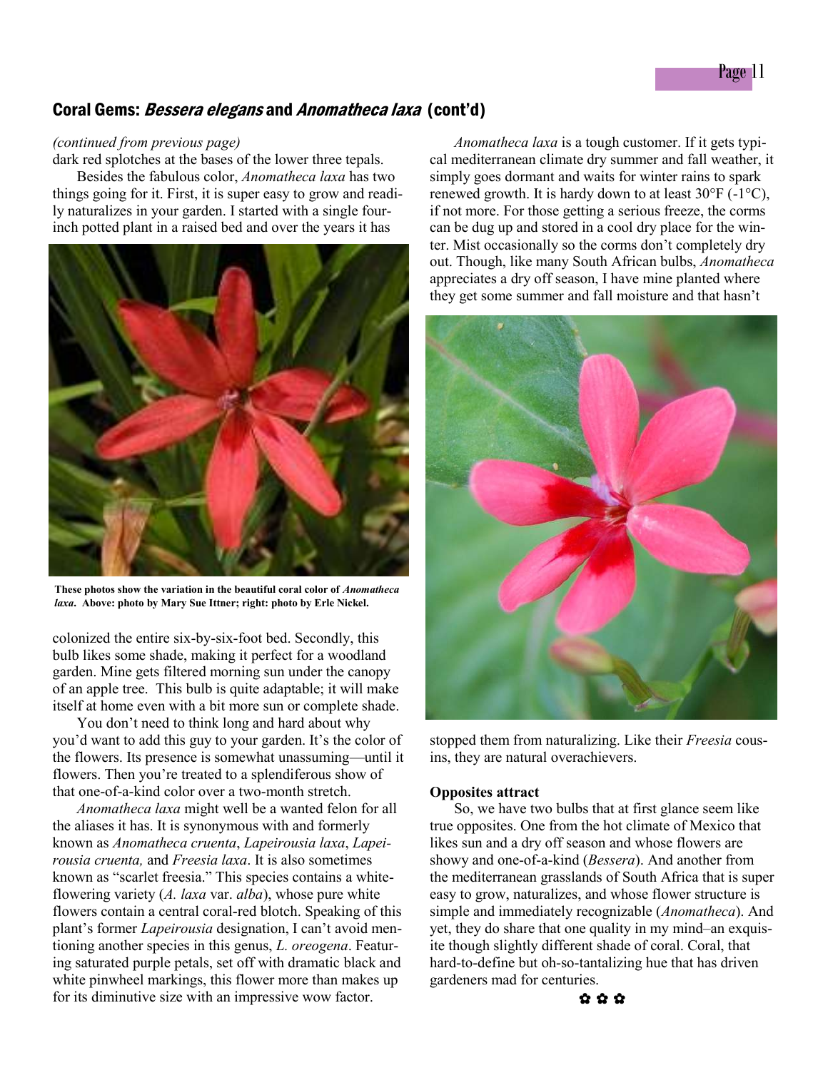## Coral Gems: *Bessera elegans* and *Anomatheca laxa* (cont'd)

*(continued from previous page)*

dark red splotches at the bases of the lower three tepals.

Besides the fabulous color, *Anomatheca laxa* has two things going for it. First, it is super easy to grow and readily naturalizes in your garden. I started with a single four-inch potted plant in a raised bed and over the years it has colonized the entire six-by-six-foot bed. Secondly, this bulb likes some shade, making it perfect for a woodland garden. Mine gets filtered morning sun under the canopy of an apple tree. This bulb is quite adaptable; it will make itself at home even with a bit more sun or complete shade.

**These photos show the variation in the beautiful coral color of *Anomatheca laxa*. Above: photo by Mary Sue Ittner; right: photo by Erle Nickel.**

You don't need to think long and hard about why you'd want to add this guy to your garden. It's the color of the flowers. Its presence is somewhat unassuming—until it flowers. Then you're treated to a splendiferous show of that one-of-a-kind color over a two-month stretch.

*Anomatheca laxa* might well be a wanted felon for all the aliases it has. It is synonymous with and formerly known as *Anomatheca cruenta*, *Lapeirousia laxa*, *Lapeirousia cruenta,* and *Freesia laxa*. It is also sometimes known as "scarlet freesia." This species contains a white-flowering variety (*A. laxa* var. *alba*), whose pure white flowers contain a central coral-red blotch. Speaking of this plant's former *Lapeirousia* designation, I can't avoid mentioning another species in this genus, *L. oreogena*. Featuring saturated purple petals, set off with dramatic black and white pinwheel markings, this flower more than makes up for its diminutive size with an impressive wow factor.

*Anomatheca laxa* is a tough customer. If it gets typical mediterranean climate dry summer and fall weather, it simply goes dormant and waits for winter rains to spark renewed growth. It is hardy down to at least 30°F (-1°C), if not more. For those getting a serious freeze, the corms can be dug up and stored in a cool dry place for the winter. Mist occasionally so the corms don't completely dry out. Though, like many South African bulbs, *Anomatheca* appreciates a dry off season, I have mine planted where they get some summer and fall moisture and that hasn't stopped them from naturalizing. Like their *Freesia* cousins, they are natural overachievers.

**Opposites attract**

So, we have two bulbs that at first glance seem like true opposites. One from the hot climate of Mexico that likes sun and a dry off season and whose flowers are showy and one-of-a-kind (*Bessera*). And another from the mediterranean grasslands of South Africa that is super easy to grow, naturalizes, and whose flower structure is simple and immediately recognizable (*Anomatheca*). And yet, they do share that one quality in my mind–an exquisite though slightly different shade of coral. Coral, that hard-to-define but oh-so-tantalizing hue that has driven gardeners mad for centuries.

✿ ✿ ✿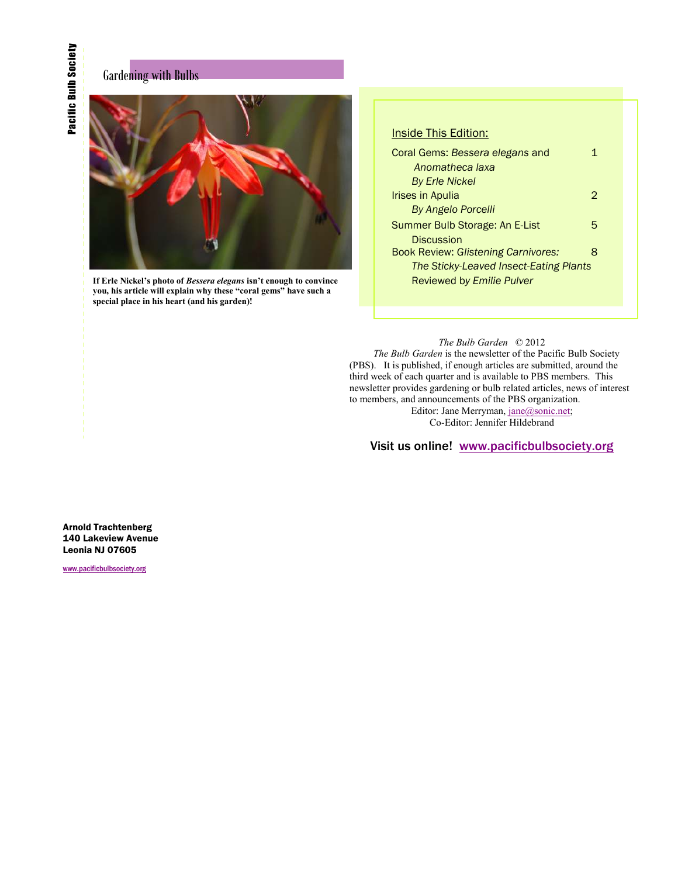Pacific Bulb Society

## Gardening with Bulbs

**If Erle Nickel's photo of *Bessera elegans* isn't enough to convince you, his article will explain why these "coral gems" have such a special place in his heart (and his garden)!**

### Inside This Edition:

| | |
|---|---|
| Coral Gems: *Bessera elegans* and *Anomatheca laxa* *By Erle Nickel* | 1 |
| Irises in Apulia *By Angelo Porcelli* | 2 |
| Summer Bulb Storage: An E-List Discussion | 5 |
| Book Review: *Glistening Carnivores: The Sticky-Leaved Insect-Eating Plants* Reviewed by *Emilie Pulver* | 8 |

*The Bulb Garden* © 2012

*The Bulb Garden* is the newsletter of the Pacific Bulb Society (PBS). It is published, if enough articles are submitted, around the third week of each quarter and is available to PBS members. This newsletter provides gardening or bulb related articles, news of interest to members, and announcements of the PBS organization.

Editor: Jane Merryman, jane@sonic.net;
Co-Editor: Jennifer Hildebrand

**Visit us online! www.pacificbulbsociety.org**

**Arnold Trachtenberg**
**140 Lakeview Avenue**
**Leonia NJ 07605**

www.pacificbulbsociety.org